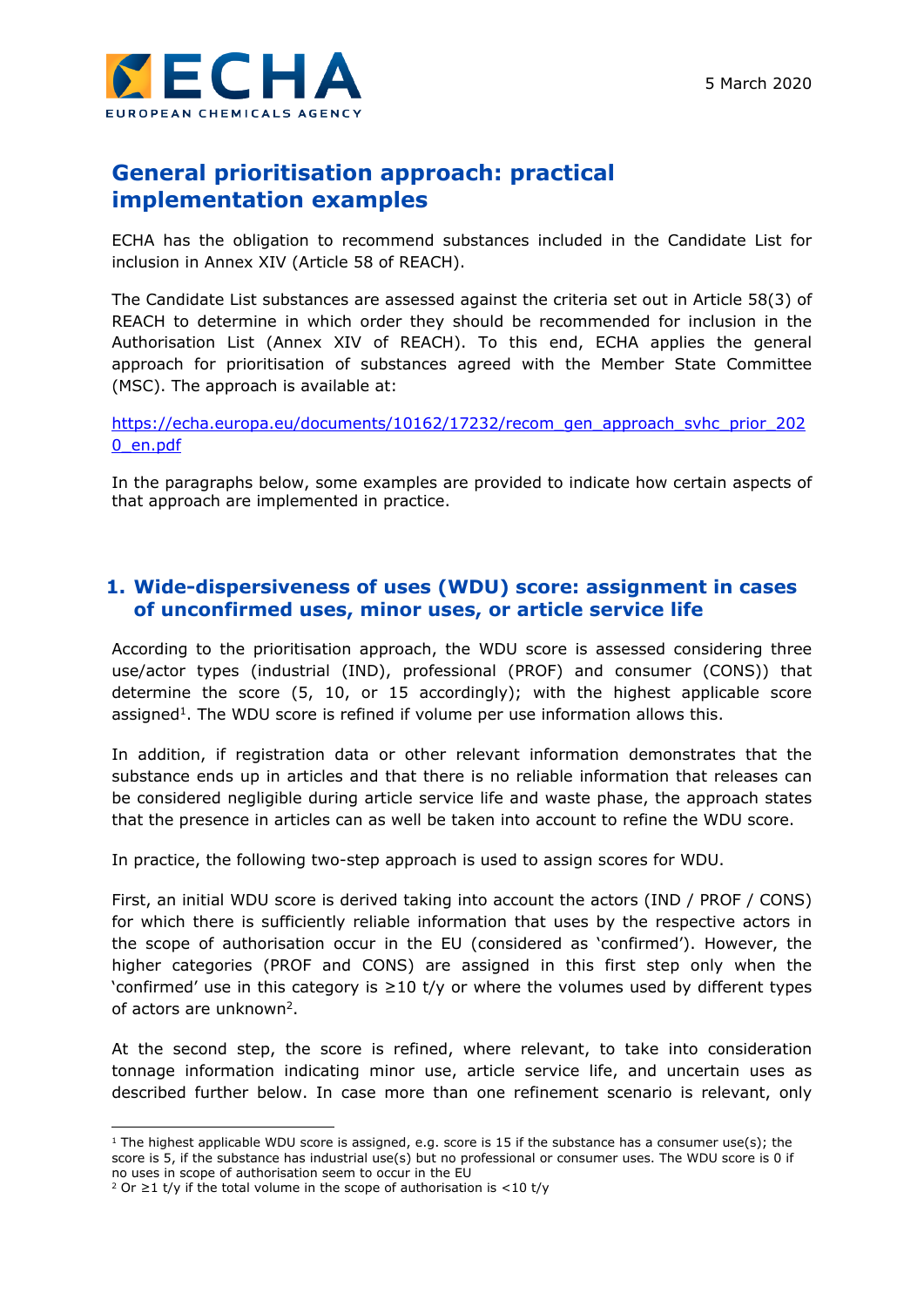5 March 2020

# General prioritisation approach: practical implementation examples

ECHA has the obligation to recommend substances included in the Candidate List for inclusion in Annex XIV (Article 58 of REACH).

The Candidate List substances are assessed against the criteria set out in Article 58(3) of REACH to determine in which order they should be recommended for inclusion in the Authorisation List (Annex XIV of REACH). To this end, ECHA applies the general approach for prioritisation of substances agreed with the Member State Committee (MSC). The approach is available at:

[https://echa.europa.eu/documents/10162/17232/recom_gen_approach_svhc_prior_2020_en.pdf](https://echa.europa.eu/documents/10162/17232/recom_gen_approach_svhc_prior_2020_en.pdf)

In the paragraphs below, some examples are provided to indicate how certain aspects of that approach are implemented in practice.

## 1. Wide-dispersiveness of uses (WDU) score: assignment in cases of unconfirmed uses, minor uses, or article service life

According to the prioritisation approach, the WDU score is assessed considering three use/actor types (industrial (IND), professional (PROF) and consumer (CONS)) that determine the score (5, 10, or 15 accordingly); with the highest applicable score assigned[1]. The WDU score is refined if volume per use information allows this.

In addition, if registration data or other relevant information demonstrates that the substance ends up in articles and that there is no reliable information that releases can be considered negligible during article service life and waste phase, the approach states that the presence in articles can as well be taken into account to refine the WDU score.

In practice, the following two-step approach is used to assign scores for WDU.

First, an initial WDU score is derived taking into account the actors (IND / PROF / CONS) for which there is sufficiently reliable information that uses by the respective actors in the scope of authorisation occur in the EU (considered as 'confirmed'). However, the higher categories (PROF and CONS) are assigned in this first step only when the 'confirmed' use in this category is ≥10 t/y or where the volumes used by different types of actors are unknown[2].

At the second step, the score is refined, where relevant, to take into consideration tonnage information indicating minor use, article service life, and uncertain uses as described further below. In case more than one refinement scenario is relevant, only

---

[1] The highest applicable WDU score is assigned, e.g. score is 15 if the substance has a consumer use(s); the score is 5, if the substance has industrial use(s) but no professional or consumer uses. The WDU score is 0 if no uses in scope of authorisation seem to occur in the EU

[2] Or ≥1 t/y if the total volume in the scope of authorisation is <10 t/y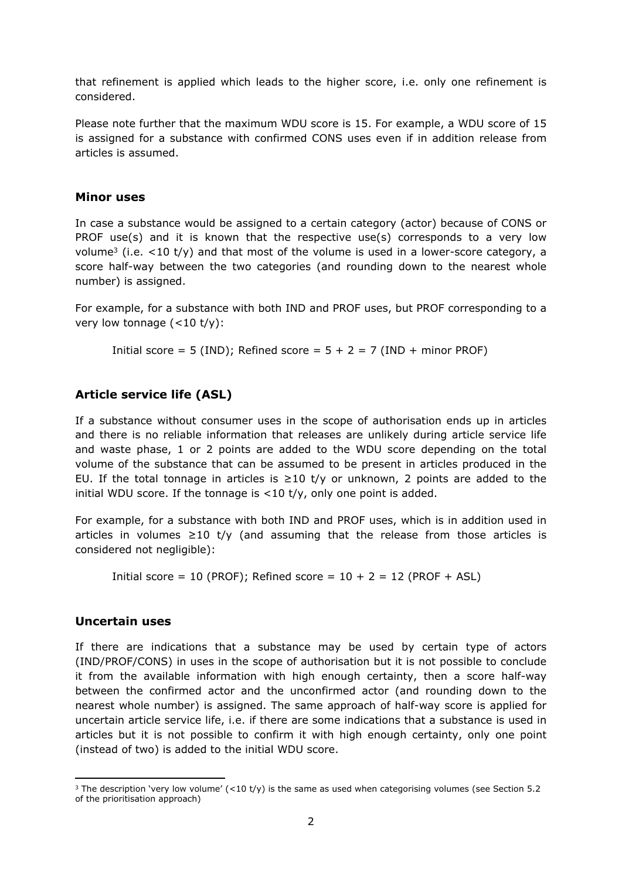that refinement is applied which leads to the higher score, i.e. only one refinement is considered.

Please note further that the maximum WDU score is 15. For example, a WDU score of 15 is assigned for a substance with confirmed CONS uses even if in addition release from articles is assumed.

## Minor uses

In case a substance would be assigned to a certain category (actor) because of CONS or PROF use(s) and it is known that the respective use(s) corresponds to a very low volume[3] (i.e. <10 t/y) and that most of the volume is used in a lower-score category, a score half-way between the two categories (and rounding down to the nearest whole number) is assigned.

For example, for a substance with both IND and PROF uses, but PROF corresponding to a very low tonnage (<10 t/y):

Initial score = 5 (IND); Refined score = 5 + 2 = 7 (IND + minor PROF)

## Article service life (ASL)

If a substance without consumer uses in the scope of authorisation ends up in articles and there is no reliable information that releases are unlikely during article service life and waste phase, 1 or 2 points are added to the WDU score depending on the total volume of the substance that can be assumed to be present in articles produced in the EU. If the total tonnage in articles is ≥10 t/y or unknown, 2 points are added to the initial WDU score. If the tonnage is <10 t/y, only one point is added.

For example, for a substance with both IND and PROF uses, which is in addition used in articles in volumes ≥10 t/y (and assuming that the release from those articles is considered not negligible):

Initial score = 10 (PROF); Refined score = 10 + 2 = 12 (PROF + ASL)

## Uncertain uses

If there are indications that a substance may be used by certain type of actors (IND/PROF/CONS) in uses in the scope of authorisation but it is not possible to conclude it from the available information with high enough certainty, then a score half-way between the confirmed actor and the unconfirmed actor (and rounding down to the nearest whole number) is assigned. The same approach of half-way score is applied for uncertain article service life, i.e. if there are some indications that a substance is used in articles but it is not possible to confirm it with high enough certainty, only one point (instead of two) is added to the initial WDU score.

[3] The description 'very low volume' (<10 t/y) is the same as used when categorising volumes (see Section 5.2 of the prioritisation approach)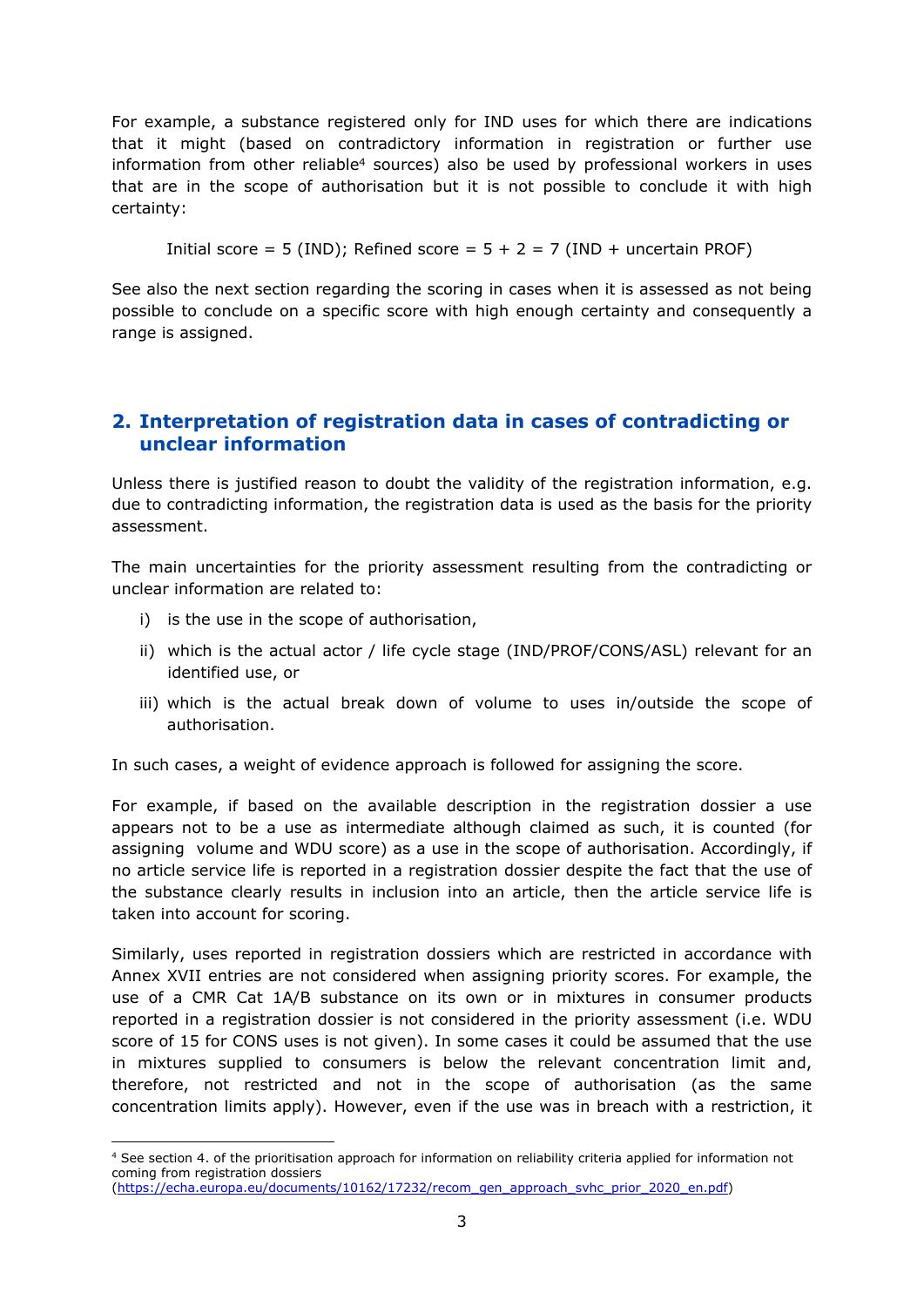For example, a substance registered only for IND uses for which there are indications that it might (based on contradictory information in registration or further use information from other reliable[4] sources) also be used by professional workers in uses that are in the scope of authorisation but it is not possible to conclude it with high certainty:

Initial score = 5 (IND); Refined score = 5 + 2 = 7 (IND + uncertain PROF)

See also the next section regarding the scoring in cases when it is assessed as not being possible to conclude on a specific score with high enough certainty and consequently a range is assigned.

## 2. Interpretation of registration data in cases of contradicting or unclear information

Unless there is justified reason to doubt the validity of the registration information, e.g. due to contradicting information, the registration data is used as the basis for the priority assessment.

The main uncertainties for the priority assessment resulting from the contradicting or unclear information are related to:

i) is the use in the scope of authorisation,

ii) which is the actual actor / life cycle stage (IND/PROF/CONS/ASL) relevant for an identified use, or

iii) which is the actual break down of volume to uses in/outside the scope of authorisation.

In such cases, a weight of evidence approach is followed for assigning the score.

For example, if based on the available description in the registration dossier a use appears not to be a use as intermediate although claimed as such, it is counted (for assigning volume and WDU score) as a use in the scope of authorisation. Accordingly, if no article service life is reported in a registration dossier despite the fact that the use of the substance clearly results in inclusion into an article, then the article service life is taken into account for scoring.

Similarly, uses reported in registration dossiers which are restricted in accordance with Annex XVII entries are not considered when assigning priority scores. For example, the use of a CMR Cat 1A/B substance on its own or in mixtures in consumer products reported in a registration dossier is not considered in the priority assessment (i.e. WDU score of 15 for CONS uses is not given). In some cases it could be assumed that the use in mixtures supplied to consumers is below the relevant concentration limit and, therefore, not restricted and not in the scope of authorisation (as the same concentration limits apply). However, even if the use was in breach with a restriction, it

[4] See section 4. of the prioritisation approach for information on reliability criteria applied for information not coming from registration dossiers (https://echa.europa.eu/documents/10162/17232/recom_gen_approach_svhc_prior_2020_en.pdf)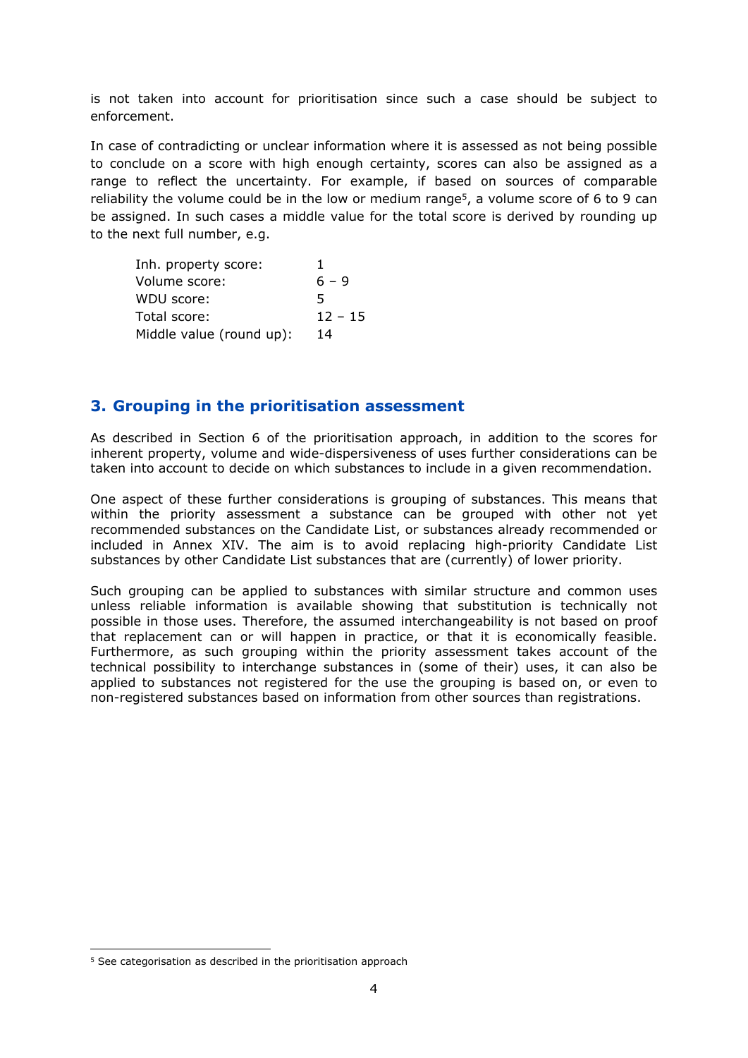is not taken into account for prioritisation since such a case should be subject to enforcement.

In case of contradicting or unclear information where it is assessed as not being possible to conclude on a score with high enough certainty, scores can also be assigned as a range to reflect the uncertainty. For example, if based on sources of comparable reliability the volume could be in the low or medium range[5], a volume score of 6 to 9 can be assigned. In such cases a middle value for the total score is derived by rounding up to the next full number, e.g.

| | |
|---|---|
| Inh. property score: | 1 |
| Volume score: | 6 – 9 |
| WDU score: | 5 |
| Total score: | 12 – 15 |
| Middle value (round up): | 14 |

## 3. Grouping in the prioritisation assessment

As described in Section 6 of the prioritisation approach, in addition to the scores for inherent property, volume and wide-dispersiveness of uses further considerations can be taken into account to decide on which substances to include in a given recommendation.

One aspect of these further considerations is grouping of substances. This means that within the priority assessment a substance can be grouped with other not yet recommended substances on the Candidate List, or substances already recommended or included in Annex XIV. The aim is to avoid replacing high-priority Candidate List substances by other Candidate List substances that are (currently) of lower priority.

Such grouping can be applied to substances with similar structure and common uses unless reliable information is available showing that substitution is technically not possible in those uses. Therefore, the assumed interchangeability is not based on proof that replacement can or will happen in practice, or that it is economically feasible. Furthermore, as such grouping within the priority assessment takes account of the technical possibility to interchange substances in (some of their) uses, it can also be applied to substances not registered for the use the grouping is based on, or even to non-registered substances based on information from other sources than registrations.

[5] See categorisation as described in the prioritisation approach